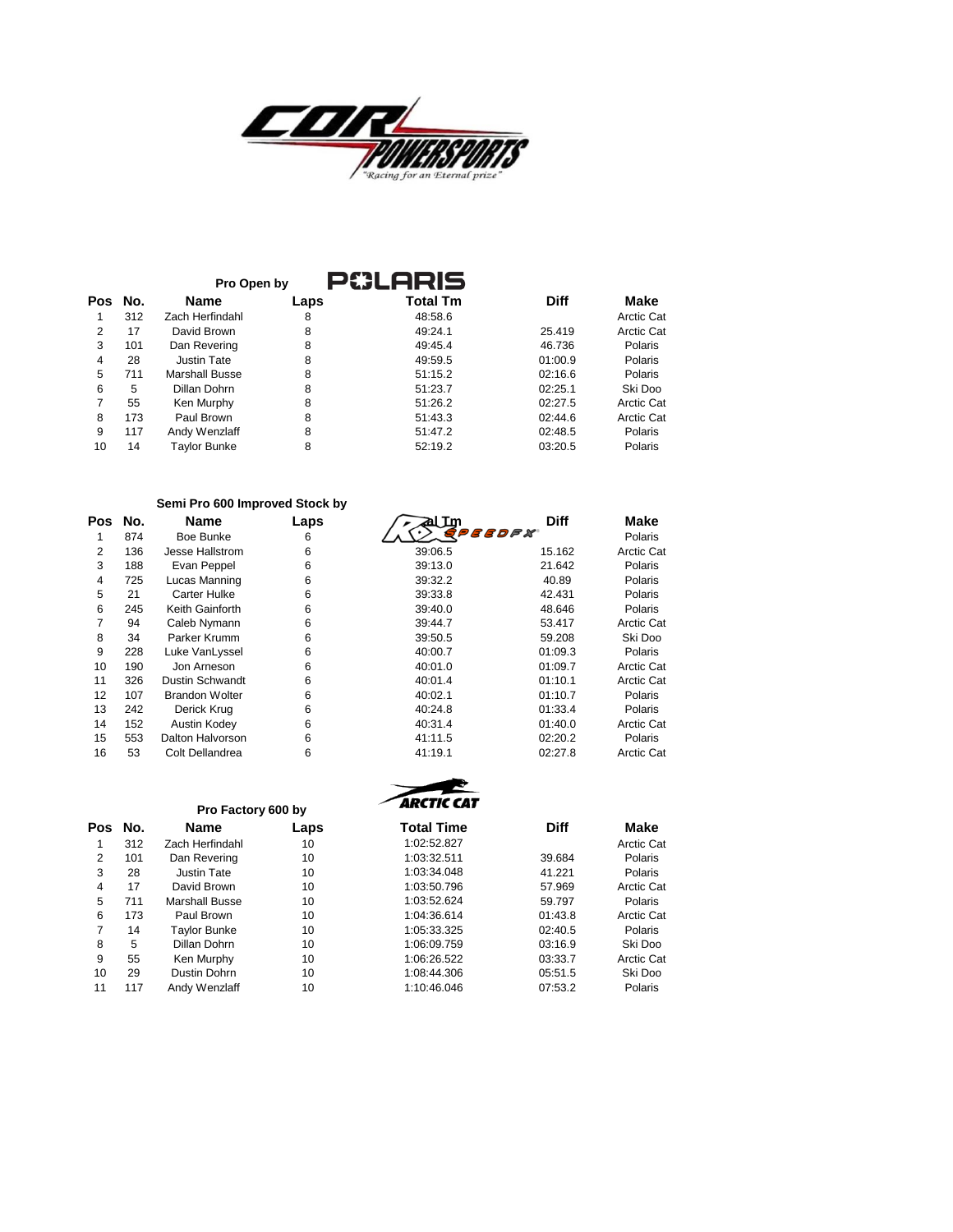## Pro Open by POLARIS

| Pos | No. | Name | Laps | Total Tm | Diff | Make |
|---|---|---|---|---|---|---|
| 1 | 312 | Zach Herfindahl | 8 | 48:58.6 | | Arctic Cat |
| 2 | 17 | David Brown | 8 | 49:24.1 | 25.419 | Arctic Cat |
| 3 | 101 | Dan Revering | 8 | 49:45.4 | 46.736 | Polaris |
| 4 | 28 | Justin Tate | 8 | 49:59.5 | 01:00.9 | Polaris |
| 5 | 711 | Marshall Busse | 8 | 51:15.2 | 02:16.6 | Polaris |
| 6 | 5 | Dillan Dohrn | 8 | 51:23.7 | 02:25.1 | Ski Doo |
| 7 | 55 | Ken Murphy | 8 | 51:26.2 | 02:27.5 | Arctic Cat |
| 8 | 173 | Paul Brown | 8 | 51:43.3 | 02:44.6 | Arctic Cat |
| 9 | 117 | Andy Wenzlaff | 8 | 51:47.2 | 02:48.5 | Polaris |
| 10 | 14 | Taylor Bunke | 8 | 52:19.2 | 03:20.5 | Polaris |

## Semi Pro 600 Improved Stock by SPEEDFX

| Pos | No. | Name | Laps | Total Tm | Diff | Make |
|---|---|---|---|---|---|---|
| 1 | 874 | Boe Bunke | 6 | | | Polaris |
| 2 | 136 | Jesse Hallstrom | 6 | 39:06.5 | 15.162 | Arctic Cat |
| 3 | 188 | Evan Peppel | 6 | 39:13.0 | 21.642 | Polaris |
| 4 | 725 | Lucas Manning | 6 | 39:32.2 | 40.89 | Polaris |
| 5 | 21 | Carter Hulke | 6 | 39:33.8 | 42.431 | Polaris |
| 6 | 245 | Keith Gainforth | 6 | 39:40.0 | 48.646 | Polaris |
| 7 | 94 | Caleb Nymann | 6 | 39:44.7 | 53.417 | Arctic Cat |
| 8 | 34 | Parker Krumm | 6 | 39:50.5 | 59.208 | Ski Doo |
| 9 | 228 | Luke VanLyssel | 6 | 40:00.7 | 01:09.3 | Polaris |
| 10 | 190 | Jon Arneson | 6 | 40:01.0 | 01:09.7 | Arctic Cat |
| 11 | 326 | Dustin Schwandt | 6 | 40:01.4 | 01:10.1 | Arctic Cat |
| 12 | 107 | Brandon Wolter | 6 | 40:02.1 | 01:10.7 | Polaris |
| 13 | 242 | Derick Krug | 6 | 40:24.8 | 01:33.4 | Polaris |
| 14 | 152 | Austin Kodey | 6 | 40:31.4 | 01:40.0 | Arctic Cat |
| 15 | 553 | Dalton Halvorson | 6 | 41:11.5 | 02:20.2 | Polaris |
| 16 | 53 | Colt Dellandrea | 6 | 41:19.1 | 02:27.8 | Arctic Cat |

## Pro Factory 600 by ARCTIC CAT

| Pos | No. | Name | Laps | Total Time | Diff | Make |
|---|---|---|---|---|---|---|
| 1 | 312 | Zach Herfindahl | 10 | 1:02:52.827 | | Arctic Cat |
| 2 | 101 | Dan Revering | 10 | 1:03:32.511 | 39.684 | Polaris |
| 3 | 28 | Justin Tate | 10 | 1:03:34.048 | 41.221 | Polaris |
| 4 | 17 | David Brown | 10 | 1:03:50.796 | 57.969 | Arctic Cat |
| 5 | 711 | Marshall Busse | 10 | 1:03:52.624 | 59.797 | Polaris |
| 6 | 173 | Paul Brown | 10 | 1:04:36.614 | 01:43.8 | Arctic Cat |
| 7 | 14 | Taylor Bunke | 10 | 1:05:33.325 | 02:40.5 | Polaris |
| 8 | 5 | Dillan Dohrn | 10 | 1:06:09.759 | 03:16.9 | Ski Doo |
| 9 | 55 | Ken Murphy | 10 | 1:06:26.522 | 03:33.7 | Arctic Cat |
| 10 | 29 | Dustin Dohrn | 10 | 1:08:44.306 | 05:51.5 | Ski Doo |
| 11 | 117 | Andy Wenzlaff | 10 | 1:10:46.046 | 07:53.2 | Polaris |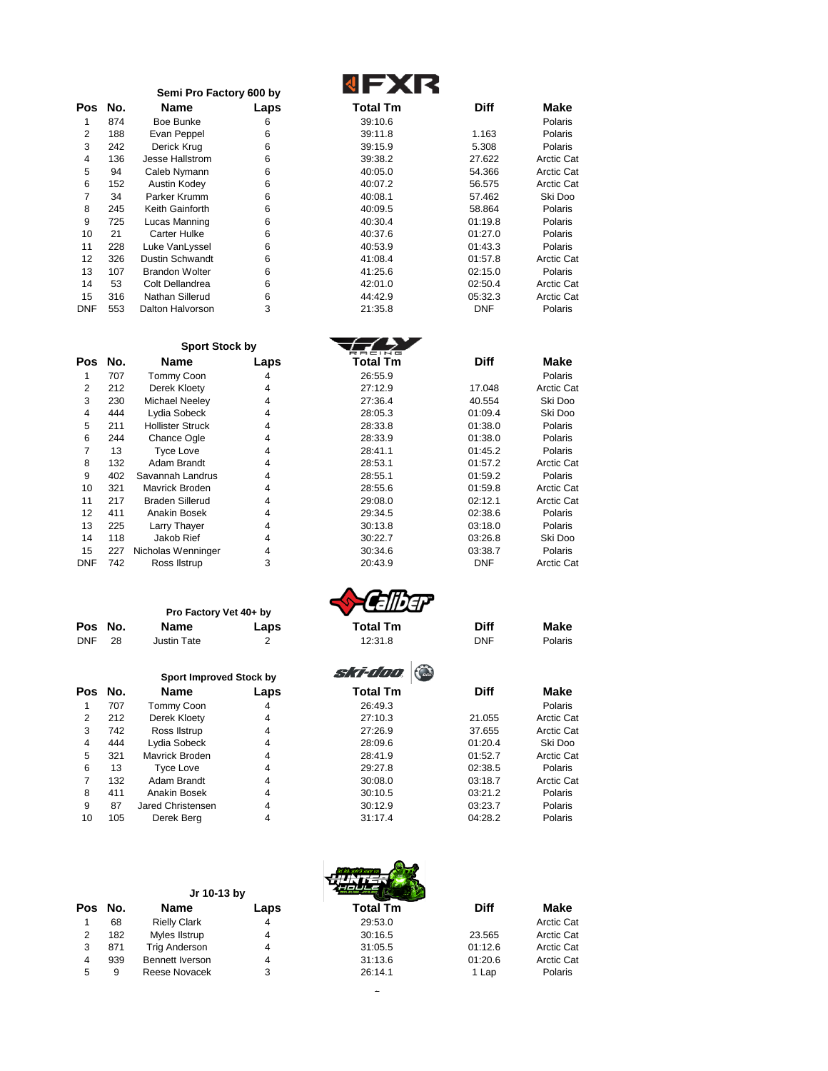## Semi Pro Factory 600 by

| Pos | No. | Name | Laps | Total Tm | Diff | Make |
|---|---|---|---|---|---|---|
| 1 | 874 | Boe Bunke | 6 | 39:10.6 | | Polaris |
| 2 | 188 | Evan Peppel | 6 | 39:11.8 | 1.163 | Polaris |
| 3 | 242 | Derick Krug | 6 | 39:15.9 | 5.308 | Polaris |
| 4 | 136 | Jesse Hallstrom | 6 | 39:38.2 | 27.622 | Arctic Cat |
| 5 | 94 | Caleb Nymann | 6 | 40:05.0 | 54.366 | Arctic Cat |
| 6 | 152 | Austin Kodey | 6 | 40:07.2 | 56.575 | Arctic Cat |
| 7 | 34 | Parker Krumm | 6 | 40:08.1 | 57.462 | Ski Doo |
| 8 | 245 | Keith Gainforth | 6 | 40:09.5 | 58.864 | Polaris |
| 9 | 725 | Lucas Manning | 6 | 40:30.4 | 01:19.8 | Polaris |
| 10 | 21 | Carter Hulke | 6 | 40:37.6 | 01:27.0 | Polaris |
| 11 | 228 | Luke VanLyssel | 6 | 40:53.9 | 01:43.3 | Polaris |
| 12 | 326 | Dustin Schwandt | 6 | 41:08.4 | 01:57.8 | Arctic Cat |
| 13 | 107 | Brandon Wolter | 6 | 41:25.6 | 02:15.0 | Polaris |
| 14 | 53 | Colt Dellandrea | 6 | 42:01.0 | 02:50.4 | Arctic Cat |
| 15 | 316 | Nathan Sillerud | 6 | 44:42.9 | 05:32.3 | Arctic Cat |
| DNF | 553 | Dalton Halvorson | 3 | 21:35.8 | DNF | Polaris |

## Sport Stock by

| Pos | No. | Name | Laps | Total Tm | Diff | Make |
|---|---|---|---|---|---|---|
| 1 | 707 | Tommy Coon | 4 | 26:55.9 | | Polaris |
| 2 | 212 | Derek Kloety | 4 | 27:12.9 | 17.048 | Arctic Cat |
| 3 | 230 | Michael Neeley | 4 | 27:36.4 | 40.554 | Ski Doo |
| 4 | 444 | Lydia Sobeck | 4 | 28:05.3 | 01:09.4 | Ski Doo |
| 5 | 211 | Hollister Struck | 4 | 28:33.8 | 01:38.0 | Polaris |
| 6 | 244 | Chance Ogle | 4 | 28:33.9 | 01:38.0 | Polaris |
| 7 | 13 | Tyce Love | 4 | 28:41.1 | 01:45.2 | Polaris |
| 8 | 132 | Adam Brandt | 4 | 28:53.1 | 01:57.2 | Arctic Cat |
| 9 | 402 | Savannah Landrus | 4 | 28:55.1 | 01:59.2 | Polaris |
| 10 | 321 | Mavrick Broden | 4 | 28:55.6 | 01:59.8 | Arctic Cat |
| 11 | 217 | Braden Sillerud | 4 | 29:08.0 | 02:12.1 | Arctic Cat |
| 12 | 411 | Anakin Bosek | 4 | 29:34.5 | 02:38.6 | Polaris |
| 13 | 225 | Larry Thayer | 4 | 30:13.8 | 03:18.0 | Polaris |
| 14 | 118 | Jakob Rief | 4 | 30:22.7 | 03:26.8 | Ski Doo |
| 15 | 227 | Nicholas Wenninger | 4 | 30:34.6 | 03:38.7 | Polaris |
| DNF | 742 | Ross Ilstrup | 3 | 20:43.9 | DNF | Arctic Cat |

## Pro Factory Vet 40+ by

| Pos | No. | Name | Laps | Total Tm | Diff | Make |
|---|---|---|---|---|---|---|
| DNF | 28 | Justin Tate | 2 | 12:31.8 | DNF | Polaris |

## Sport Improved Stock by

| Pos | No. | Name | Laps | Total Tm | Diff | Make |
|---|---|---|---|---|---|---|
| 1 | 707 | Tommy Coon | 4 | 26:49.3 | | Polaris |
| 2 | 212 | Derek Kloety | 4 | 27:10.3 | 21.055 | Arctic Cat |
| 3 | 742 | Ross Ilstrup | 4 | 27:26.9 | 37.655 | Arctic Cat |
| 4 | 444 | Lydia Sobeck | 4 | 28:09.6 | 01:20.4 | Ski Doo |
| 5 | 321 | Mavrick Broden | 4 | 28:41.9 | 01:52.7 | Arctic Cat |
| 6 | 13 | Tyce Love | 4 | 29:27.8 | 02:38.5 | Polaris |
| 7 | 132 | Adam Brandt | 4 | 30:08.0 | 03:18.7 | Arctic Cat |
| 8 | 411 | Anakin Bosek | 4 | 30:10.5 | 03:21.2 | Polaris |
| 9 | 87 | Jared Christensen | 4 | 30:12.9 | 03:23.7 | Polaris |
| 10 | 105 | Derek Berg | 4 | 31:17.4 | 04:28.2 | Polaris |

## Jr 10-13 by

| Pos | No. | Name | Laps | Total Tm | Diff | Make |
|---|---|---|---|---|---|---|
| 1 | 68 | Rielly Clark | 4 | 29:53.0 | | Arctic Cat |
| 2 | 182 | Myles Ilstrup | 4 | 30:16.5 | 23.565 | Arctic Cat |
| 3 | 871 | Trig Anderson | 4 | 31:05.5 | 01:12.6 | Arctic Cat |
| 4 | 939 | Bennett Iverson | 4 | 31:13.6 | 01:20.6 | Arctic Cat |
| 5 | 9 | Reese Novacek | 3 | 26:14.1 | 1 Lap | Polaris |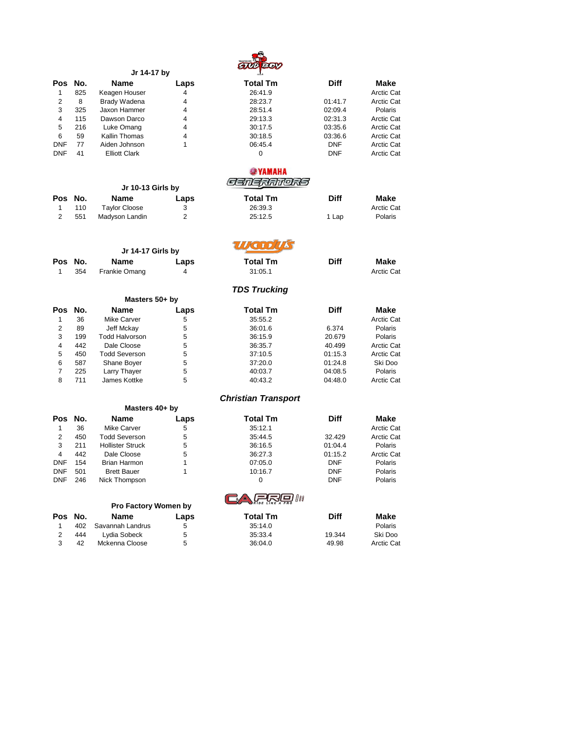### Jr 14-17 by

*Stud Boy*

| Pos | No. | Name | Laps | Total Tm | Diff | Make |
|---|---|---|---|---|---|---|
| 1 | 825 | Keagen Houser | 4 | 26:41.9 | | Arctic Cat |
| 2 | 8 | Brady Wadena | 4 | 28:23.7 | 01:41.7 | Arctic Cat |
| 3 | 325 | Jaxon Hammer | 4 | 28:51.4 | 02:09.4 | Polaris |
| 4 | 115 | Dawson Darco | 4 | 29:13.3 | 02:31.3 | Arctic Cat |
| 5 | 216 | Luke Omang | 4 | 30:17.5 | 03:35.6 | Arctic Cat |
| 6 | 59 | Kallin Thomas | 4 | 30:18.5 | 03:36.6 | Arctic Cat |
| DNF | 77 | Aiden Johnson | 1 | 06:45.4 | DNF | Arctic Cat |
| DNF | 41 | Elliott Clark | | 0 | DNF | Arctic Cat |

### Jr 10-13 Girls by

*Yamaha Generators*

| Pos | No. | Name | Laps | Total Tm | Diff | Make |
|---|---|---|---|---|---|---|
| 1 | 110 | Taylor Cloose | 3 | 26:39.3 | | Arctic Cat |
| 2 | 551 | Madyson Landin | 2 | 25:12.5 | 1 Lap | Polaris |

### Jr 14-17 Girls by

*Woody's*

| Pos | No. | Name | Laps | Total Tm | Diff | Make |
|---|---|---|---|---|---|---|
| 1 | 354 | Frankie Omang | 4 | 31:05.1 | | Arctic Cat |

### Masters 50+ by

***TDS Trucking***

| Pos | No. | Name | Laps | Total Tm | Diff | Make |
|---|---|---|---|---|---|---|
| 1 | 36 | Mike Carver | 5 | 35:55.2 | | Arctic Cat |
| 2 | 89 | Jeff Mckay | 5 | 36:01.6 | 6.374 | Polaris |
| 3 | 199 | Todd Halvorson | 5 | 36:15.9 | 20.679 | Polaris |
| 4 | 442 | Dale Cloose | 5 | 36:35.7 | 40.499 | Arctic Cat |
| 5 | 450 | Todd Severson | 5 | 37:10.5 | 01:15.3 | Arctic Cat |
| 6 | 587 | Shane Boyer | 5 | 37:20.0 | 01:24.8 | Ski Doo |
| 7 | 225 | Larry Thayer | 5 | 40:03.7 | 04:08.5 | Polaris |
| 8 | 711 | James Kottke | 5 | 40:43.2 | 04:48.0 | Arctic Cat |

### Masters 40+ by

***Christian Transport***

| Pos | No. | Name | Laps | Total Tm | Diff | Make |
|---|---|---|---|---|---|---|
| 1 | 36 | Mike Carver | 5 | 35:12.1 | | Arctic Cat |
| 2 | 450 | Todd Severson | 5 | 35:44.5 | 32.429 | Arctic Cat |
| 3 | 211 | Hollister Struck | 5 | 36:16.5 | 01:04.4 | Polaris |
| 4 | 442 | Dale Cloose | 5 | 36:27.3 | 01:15.2 | Arctic Cat |
| DNF | 154 | Brian Harmon | 1 | 07:05.0 | DNF | Polaris |
| DNF | 501 | Brett Bauer | 1 | 10:16.7 | DNF | Polaris |
| DNF | 246 | Nick Thompson | | 0 | DNF | Polaris |

### Pro Factory Women by

*C&A Pro*

| Pos | No. | Name | Laps | Total Tm | Diff | Make |
|---|---|---|---|---|---|---|
| 1 | 402 | Savannah Landrus | 5 | 35:14.0 | | Polaris |
| 2 | 444 | Lydia Sobeck | 5 | 35:33.4 | 19.344 | Ski Doo |
| 3 | 42 | Mckenna Cloose | 5 | 36:04.0 | 49.98 | Arctic Cat |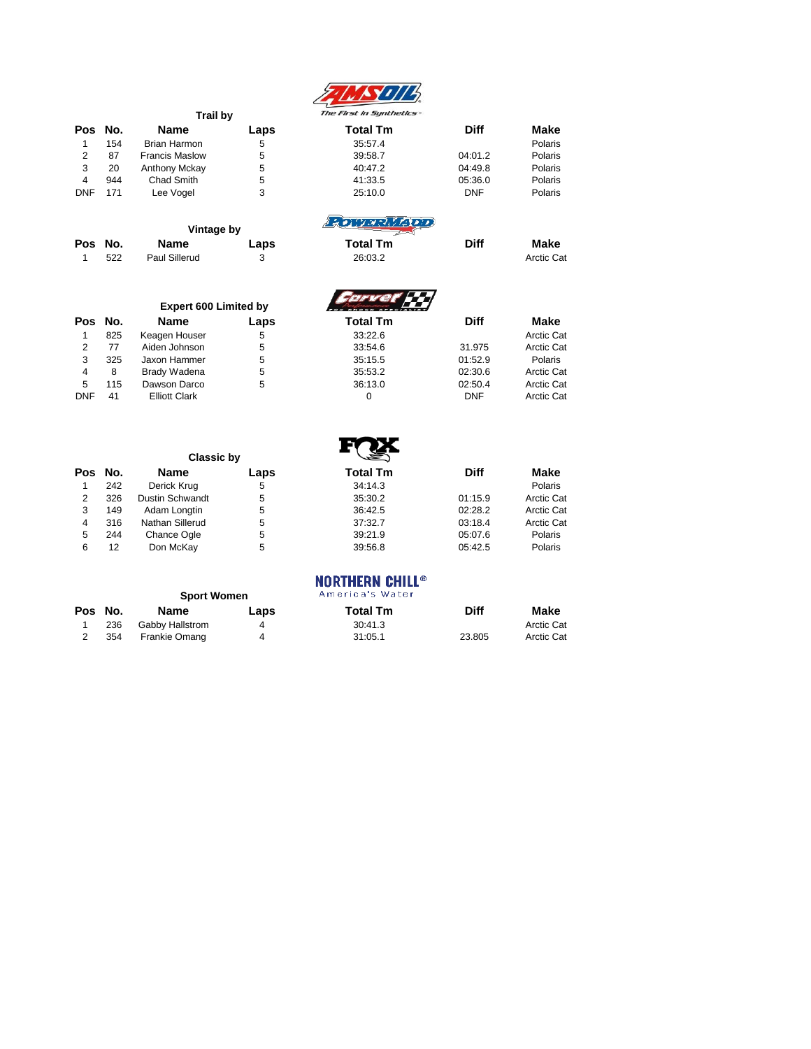## Trail by AMSOIL

| Pos | No. | Name | Laps | Total Tm | Diff | Make |
|---|---|---|---|---|---|---|
| 1 | 154 | Brian Harmon | 5 | 35:57.4 | | Polaris |
| 2 | 87 | Francis Maslow | 5 | 39:58.7 | 04:01.2 | Polaris |
| 3 | 20 | Anthony Mckay | 5 | 40:47.2 | 04:49.8 | Polaris |
| 4 | 944 | Chad Smith | 5 | 41:33.5 | 05:36.0 | Polaris |
| DNF | 171 | Lee Vogel | 3 | 25:10.0 | DNF | Polaris |

## Vintage by PowerMadd

| Pos | No. | Name | Laps | Total Tm | Diff | Make |
|---|---|---|---|---|---|---|
| 1 | 522 | Paul Sillerud | 3 | 26:03.2 | | Arctic Cat |

## Expert 600 Limited by Carver Performance

| Pos | No. | Name | Laps | Total Tm | Diff | Make |
|---|---|---|---|---|---|---|
| 1 | 825 | Keagen Houser | 5 | 33:22.6 | | Arctic Cat |
| 2 | 77 | Aiden Johnson | 5 | 33:54.6 | 31.975 | Arctic Cat |
| 3 | 325 | Jaxon Hammer | 5 | 35:15.5 | 01:52.9 | Polaris |
| 4 | 8 | Brady Wadena | 5 | 35:53.2 | 02:30.6 | Arctic Cat |
| 5 | 115 | Dawson Darco | 5 | 36:13.0 | 02:50.4 | Arctic Cat |
| DNF | 41 | Elliott Clark | | 0 | DNF | Arctic Cat |

## Classic by FOX

| Pos | No. | Name | Laps | Total Tm | Diff | Make |
|---|---|---|---|---|---|---|
| 1 | 242 | Derick Krug | 5 | 34:14.3 | | Polaris |
| 2 | 326 | Dustin Schwandt | 5 | 35:30.2 | 01:15.9 | Arctic Cat |
| 3 | 149 | Adam Longtin | 5 | 36:42.5 | 02:28.2 | Arctic Cat |
| 4 | 316 | Nathan Sillerud | 5 | 37:32.7 | 03:18.4 | Arctic Cat |
| 5 | 244 | Chance Ogle | 5 | 39:21.9 | 05:07.6 | Polaris |
| 6 | 12 | Don McKay | 5 | 39:56.8 | 05:42.5 | Polaris |

## Sport Women — NORTHERN CHILL® America's Water

| Pos | No. | Name | Laps | Total Tm | Diff | Make |
|---|---|---|---|---|---|---|
| 1 | 236 | Gabby Hallstrom | 4 | 30:41.3 | | Arctic Cat |
| 2 | 354 | Frankie Omang | 4 | 31:05.1 | 23.805 | Arctic Cat |